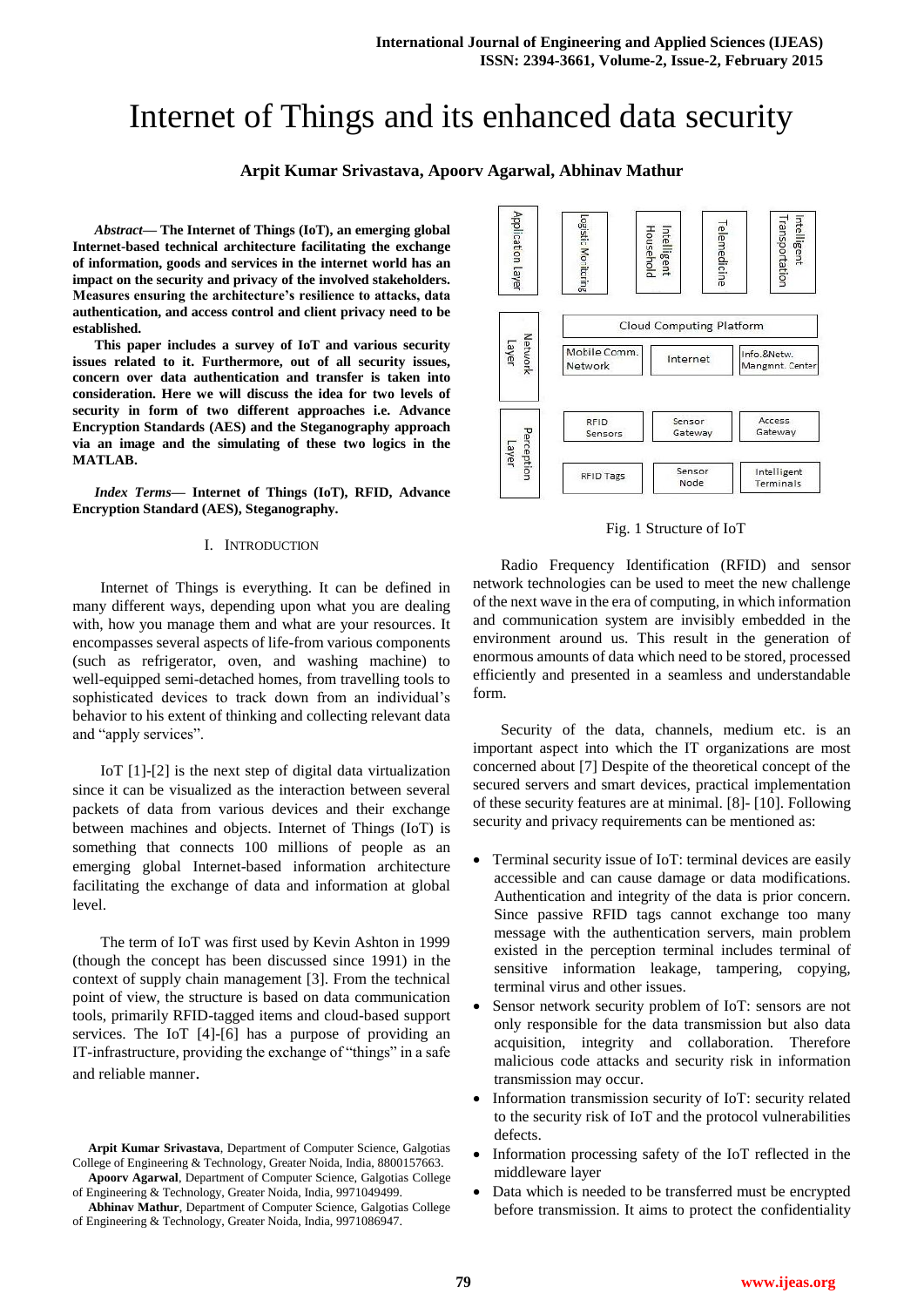# Internet of Things and its enhanced data security

**Arpit Kumar Srivastava, Apoorv Agarwal, Abhinav Mathur**

***Abstract*— The Internet of Things (IoT), an emerging global Internet-based technical architecture facilitating the exchange of information, goods and services in the internet world has an impact on the security and privacy of the involved stakeholders. Measures ensuring the architecture's resilience to attacks, data authentication, and access control and client privacy need to be established.**

**This paper includes a survey of IoT and various security issues related to it. Furthermore, out of all security issues, concern over data authentication and transfer is taken into consideration. Here we will discuss the idea for two levels of security in form of two different approaches i.e. Advance Encryption Standards (AES) and the Steganography approach via an image and the simulating of these two logics in the MATLAB.**

***Index Terms*— Internet of Things (IoT), RFID, Advance Encryption Standard (AES), Steganography.**

## I. INTRODUCTION

Internet of Things is everything. It can be defined in many different ways, depending upon what you are dealing with, how you manage them and what are your resources. It encompasses several aspects of life-from various components (such as refrigerator, oven, and washing machine) to well-equipped semi-detached homes, from travelling tools to sophisticated devices to track down from an individual's behavior to his extent of thinking and collecting relevant data and "apply services".

IoT [1]-[2] is the next step of digital data virtualization since it can be visualized as the interaction between several packets of data from various devices and their exchange between machines and objects. Internet of Things (IoT) is something that connects 100 millions of people as an emerging global Internet-based information architecture facilitating the exchange of data and information at global level.

The term of IoT was first used by Kevin Ashton in 1999 (though the concept has been discussed since 1991) in the context of supply chain management [3]. From the technical point of view, the structure is based on data communication tools, primarily RFID-tagged items and cloud-based support services. The IoT [4]-[6] has a purpose of providing an IT-infrastructure, providing the exchange of "things" in a safe and reliable manner.

**Arpit Kumar Srivastava**, Department of Computer Science, Galgotias College of Engineering & Technology, Greater Noida, India, 8800157663.

**Apoorv Agarwal**, Department of Computer Science, Galgotias College of Engineering & Technology, Greater Noida, India, 9971049499.

**Abhinav Mathur**, Department of Computer Science, Galgotias College of Engineering & Technology, Greater Noida, India, 9971086947.

| Layer | | | | |
|---|---|---|---|---|
| Application layer | Logistic Monitoring | Intelligent Household | Telemedicine | Intelligent Transportation |
| Network Layer | Cloud Computing Platform | | | |
| | Mobile Comm. Network | Internet | Info.&Netw. Mangmnt. Center | |
| Perception Layer | RFID Sensors | Sensor Gateway | Access Gateway | |
| | RFID Tags | Sensor Node | Intelligent Terminals | |

Fig. 1 Structure of IoT

Radio Frequency Identification (RFID) and sensor network technologies can be used to meet the new challenge of the next wave in the era of computing, in which information and communication system are invisibly embedded in the environment around us. This result in the generation of enormous amounts of data which need to be stored, processed efficiently and presented in a seamless and understandable form.

Security of the data, channels, medium etc. is an important aspect into which the IT organizations are most concerned about [7] Despite of the theoretical concept of the secured servers and smart devices, practical implementation of these security features are at minimal. [8]- [10]. Following security and privacy requirements can be mentioned as:

- Terminal security issue of IoT: terminal devices are easily accessible and can cause damage or data modifications. Authentication and integrity of the data is prior concern. Since passive RFID tags cannot exchange too many message with the authentication servers, main problem existed in the perception terminal includes terminal of sensitive information leakage, tampering, copying, terminal virus and other issues.
- Sensor network security problem of IoT: sensors are not only responsible for the data transmission but also data acquisition, integrity and collaboration. Therefore malicious code attacks and security risk in information transmission may occur.
- Information transmission security of IoT: security related to the security risk of IoT and the protocol vulnerabilities defects.
- Information processing safety of the IoT reflected in the middleware layer
- Data which is needed to be transferred must be encrypted before transmission. It aims to protect the confidentiality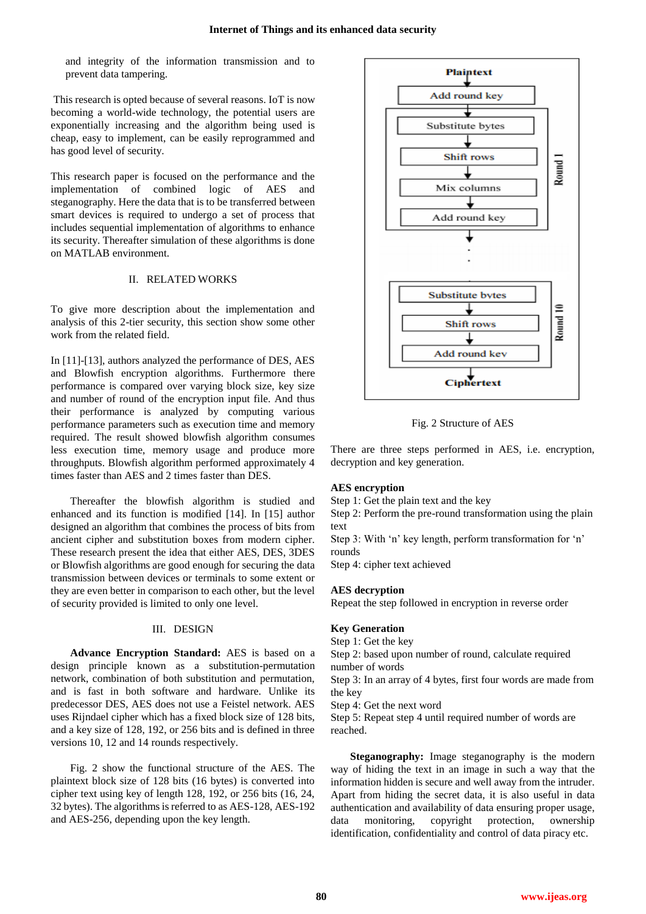and integrity of the information transmission and to prevent data tampering.

This research is opted because of several reasons. IoT is now becoming a world-wide technology, the potential users are exponentially increasing and the algorithm being used is cheap, easy to implement, can be easily reprogrammed and has good level of security.

This research paper is focused on the performance and the implementation of combined logic of AES and steganography. Here the data that is to be transferred between smart devices is required to undergo a set of process that includes sequential implementation of algorithms to enhance its security. Thereafter simulation of these algorithms is done on MATLAB environment.

## II. RELATED WORKS

To give more description about the implementation and analysis of this 2-tier security, this section show some other work from the related field.

In [11]-[13], authors analyzed the performance of DES, AES and Blowfish encryption algorithms. Furthermore there performance is compared over varying block size, key size and number of round of the encryption input file. And thus their performance is analyzed by computing various performance parameters such as execution time and memory required. The result showed blowfish algorithm consumes less execution time, memory usage and produce more throughputs. Blowfish algorithm performed approximately 4 times faster than AES and 2 times faster than DES.

Thereafter the blowfish algorithm is studied and enhanced and its function is modified [14]. In [15] author designed an algorithm that combines the process of bits from ancient cipher and substitution boxes from modern cipher. These research present the idea that either AES, DES, 3DES or Blowfish algorithms are good enough for securing the data transmission between devices or terminals to some extent or they are even better in comparison to each other, but the level of security provided is limited to only one level.

## III. DESIGN

**Advance Encryption Standard:** AES is based on a design principle known as a substitution-permutation network, combination of both substitution and permutation, and is fast in both software and hardware. Unlike its predecessor DES, AES does not use a Feistel network. AES uses Rijndael cipher which has a fixed block size of 128 bits, and a key size of 128, 192, or 256 bits and is defined in three versions 10, 12 and 14 rounds respectively.

Fig. 2 show the functional structure of the AES. The plaintext block size of 128 bits (16 bytes) is converted into cipher text using key of length 128, 192, or 256 bits (16, 24, 32 bytes). The algorithms is referred to as AES-128, AES-192 and AES-256, depending upon the key length.

Plaintext → Add round key → [Round 1: Substitute bytes → Shift rows → Mix columns → Add round key] → ⋮ → [Round 10: Substitute bytes → Shift rows → Add round key] → Ciphertext

Fig. 2 Structure of AES

There are three steps performed in AES, i.e. encryption, decryption and key generation.

**AES encryption**
Step 1: Get the plain text and the key
Step 2: Perform the pre-round transformation using the plain text
Step 3: With 'n' key length, perform transformation for 'n' rounds
Step 4: cipher text achieved

**AES decryption**
Repeat the step followed in encryption in reverse order

**Key Generation**
Step 1: Get the key
Step 2: based upon number of round, calculate required number of words
Step 3: In an array of 4 bytes, first four words are made from the key
Step 4: Get the next word
Step 5: Repeat step 4 until required number of words are reached.

**Steganography:** Image steganography is the modern way of hiding the text in an image in such a way that the information hidden is secure and well away from the intruder. Apart from hiding the secret data, it is also useful in data authentication and availability of data ensuring proper usage, data monitoring, copyright protection, ownership identification, confidentiality and control of data piracy etc.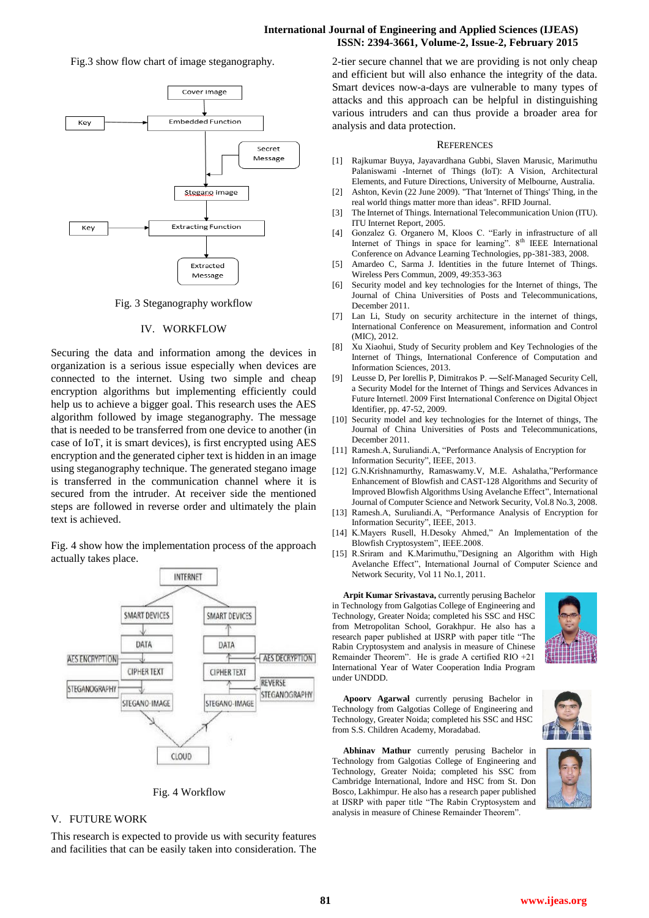Fig.3 show flow chart of image steganography.

Cover Image
Key
Embedded Function
Secret Message
Stegano image
Key
Extracting Function
Extracted Message

Fig. 3 Steganography workflow

## IV. WORKFLOW

Securing the data and information among the devices in organization is a serious issue especially when devices are connected to the internet. Using two simple and cheap encryption algorithms but implementing efficiently could help us to achieve a bigger goal. This research uses the AES algorithm followed by image steganography. The message that is needed to be transferred from one device to another (in case of IoT, it is smart devices), is first encrypted using AES encryption and the generated cipher text is hidden in an image using steganography technique. The generated stegano image is transferred in the communication channel where it is secured from the intruder. At receiver side the mentioned steps are followed in reverse order and ultimately the plain text is achieved.

Fig. 4 show how the implementation process of the approach actually takes place.

INTERNET
SMART DEVICES
SMART DEVICES
DATA
DATA
AES ENCRYPTION
AES DECRYPTION
CIPHER TEXT
CIPHER TEXT
STEGANOGRAPHY
REVERSE STEGANOGRAPHY
STEGANO-IMAGE
STEGANO-IMAGE
CLOUD

Fig. 4 Workflow

## V. FUTURE WORK

This research is expected to provide us with security features and facilities that can be easily taken into consideration. The 2-tier secure channel that we are providing is not only cheap and efficient but will also enhance the integrity of the data. Smart devices now-a-days are vulnerable to many types of attacks and this approach can be helpful in distinguishing various intruders and can thus provide a broader area for analysis and data protection.

## REFERENCES

[1] Rajkumar Buyya, Jayavardhana Gubbi, Slaven Marusic, Marimuthu Palaniswami -Internet of Things (IoT): A Vision, Architectural Elements, and Future Directions, University of Melbourne, Australia.

[2] Ashton, Kevin (22 June 2009). "That 'Internet of Things' Thing, in the real world things matter more than ideas". RFID Journal.

[3] The Internet of Things. International Telecommunication Union (ITU). ITU Internet Report, 2005.

[4] Gonzalez G. Organero M, Kloos C. "Early in infrastructure of all Internet of Things in space for learning". 8th IEEE International Conference on Advance Learning Technologies, pp-381-383, 2008.

[5] Amardeo C, Sarma J. Identities in the future Internet of Things. Wireless Pers Commun, 2009, 49:353-363

[6] Security model and key technologies for the Internet of things, The Journal of China Universities of Posts and Telecommunications, December 2011.

[7] Lan Li, Study on security architecture in the internet of things, International Conference on Measurement, information and Control (MIC), 2012.

[8] Xu Xiaohui, Study of Security problem and Key Technologies of the Internet of Things, International Conference of Computation and Information Sciences, 2013.

[9] Leusse D, Per Iorellis P, Dimitrakos P. ―Self-Managed Security Cell, a Security Model for the Internet of Things and Services Advances in Future Internet‖. 2009 First International Conference on Digital Object Identifier, pp. 47-52, 2009.

[10] Security model and key technologies for the Internet of things, The Journal of China Universities of Posts and Telecommunications, December 2011.

[11] Ramesh.A, Suruliandi.A, "Performance Analysis of Encryption for Information Security", IEEE, 2013.

[12] G.N.Krishnamurthy, Ramaswamy.V, M.E. Ashalatha,"Performance Enhancement of Blowfish and CAST-128 Algorithms and Security of Improved Blowfish Algorithms Using Avalanche Effect", International Journal of Computer Science and Network Security, Vol.8 No.3, 2008.

[13] Ramesh.A, Suruliandi.A, "Performance Analysis of Encryption for Information Security", IEEE, 2013.

[14] K.Mayers Rusell, H.Desoky Ahmed," An Implementation of the Blowfish Cryptosystem", IEEE.2008.

[15] R.Sriram and K.Marimuthu,"Designing an Algorithm with High Avelanche Effect", International Journal of Computer Science and Network Security, Vol 11 No.1, 2011.

**Arpit Kumar Srivastava,** currently perusing Bachelor in Technology from Galgotias College of Engineering and Technology, Greater Noida; completed his SSC and HSC from Metropolitan School, Gorakhpur. He also has a research paper published at IJSRP with paper title "The Rabin Cryptosystem and analysis in measure of Chinese Remainder Theorem". He is grade A certified RIO +21 International Year of Water Cooperation India Program under UNDDD.

**Apoorv Agarwal** currently perusing Bachelor in Technology from Galgotias College of Engineering and Technology, Greater Noida; completed his SSC and HSC from S.S. Children Academy, Moradabad.

**Abhinav Mathur** currently perusing Bachelor in Technology from Galgotias College of Engineering and Technology, Greater Noida; completed his SSC from Cambridge International, Indore and HSC from St. Don Bosco, Lakhimpur. He also has a research paper published at IJSRP with paper title "The Rabin Cryptosystem and analysis in measure of Chinese Remainder Theorem".